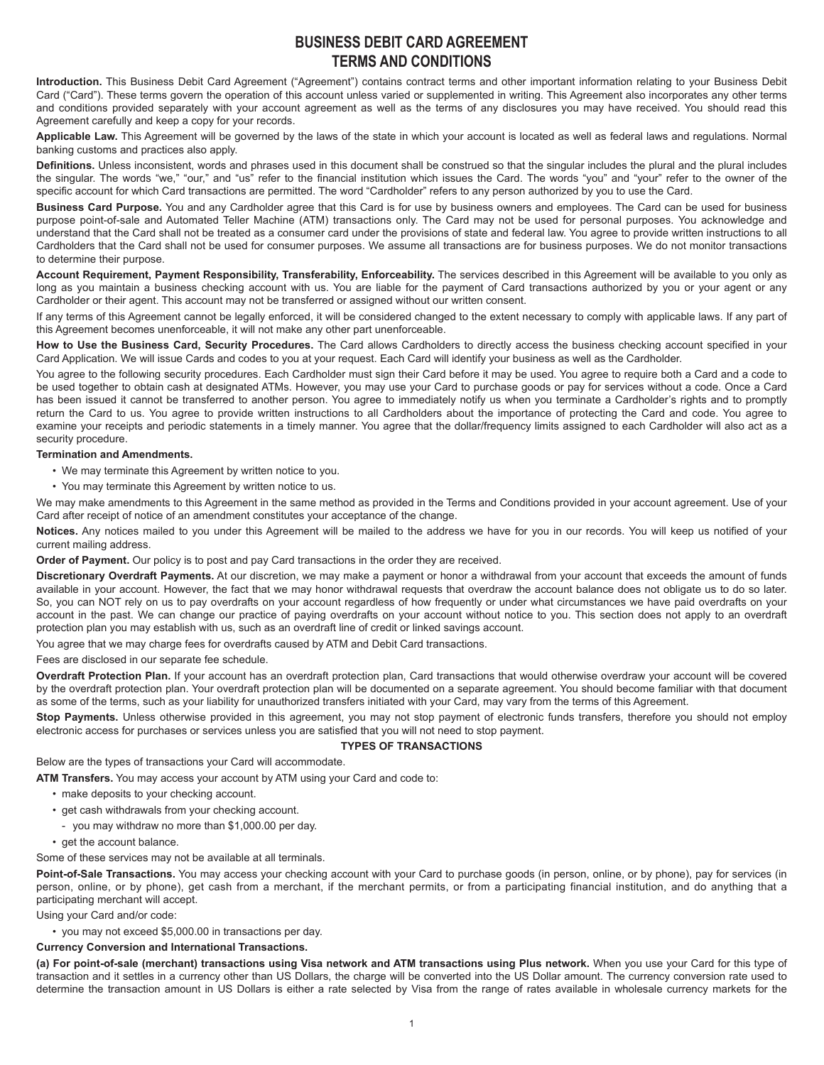# BUSINESS DEBIT CARD AGREEMENT
# TERMS AND CONDITIONS

**Introduction.** This Business Debit Card Agreement ("Agreement") contains contract terms and other important information relating to your Business Debit Card ("Card"). These terms govern the operation of this account unless varied or supplemented in writing. This Agreement also incorporates any other terms and conditions provided separately with your account agreement as well as the terms of any disclosures you may have received. You should read this Agreement carefully and keep a copy for your records.

**Applicable Law.** This Agreement will be governed by the laws of the state in which your account is located as well as federal laws and regulations. Normal banking customs and practices also apply.

**Definitions.** Unless inconsistent, words and phrases used in this document shall be construed so that the singular includes the plural and the plural includes the singular. The words "we," "our," and "us" refer to the financial institution which issues the Card. The words "you" and "your" refer to the owner of the specific account for which Card transactions are permitted. The word "Cardholder" refers to any person authorized by you to use the Card.

**Business Card Purpose.** You and any Cardholder agree that this Card is for use by business owners and employees. The Card can be used for business purpose point-of-sale and Automated Teller Machine (ATM) transactions only. The Card may not be used for personal purposes. You acknowledge and understand that the Card shall not be treated as a consumer card under the provisions of state and federal law. You agree to provide written instructions to all Cardholders that the Card shall not be used for consumer purposes. We assume all transactions are for business purposes. We do not monitor transactions to determine their purpose.

**Account Requirement, Payment Responsibility, Transferability, Enforceability.** The services described in this Agreement will be available to you only as long as you maintain a business checking account with us. You are liable for the payment of Card transactions authorized by you or your agent or any Cardholder or their agent. This account may not be transferred or assigned without our written consent.

If any terms of this Agreement cannot be legally enforced, it will be considered changed to the extent necessary to comply with applicable laws. If any part of this Agreement becomes unenforceable, it will not make any other part unenforceable.

**How to Use the Business Card, Security Procedures.** The Card allows Cardholders to directly access the business checking account specified in your Card Application. We will issue Cards and codes to you at your request. Each Card will identify your business as well as the Cardholder.

You agree to the following security procedures. Each Cardholder must sign their Card before it may be used. You agree to require both a Card and a code to be used together to obtain cash at designated ATMs. However, you may use your Card to purchase goods or pay for services without a code. Once a Card has been issued it cannot be transferred to another person. You agree to immediately notify us when you terminate a Cardholder's rights and to promptly return the Card to us. You agree to provide written instructions to all Cardholders about the importance of protecting the Card and code. You agree to examine your receipts and periodic statements in a timely manner. You agree that the dollar/frequency limits assigned to each Cardholder will also act as a security procedure.

**Termination and Amendments.**

- We may terminate this Agreement by written notice to you.
- You may terminate this Agreement by written notice to us.

We may make amendments to this Agreement in the same method as provided in the Terms and Conditions provided in your account agreement. Use of your Card after receipt of notice of an amendment constitutes your acceptance of the change.

**Notices.** Any notices mailed to you under this Agreement will be mailed to the address we have for you in our records. You will keep us notified of your current mailing address.

**Order of Payment.** Our policy is to post and pay Card transactions in the order they are received.

**Discretionary Overdraft Payments.** At our discretion, we may make a payment or honor a withdrawal from your account that exceeds the amount of funds available in your account. However, the fact that we may honor withdrawal requests that overdraw the account balance does not obligate us to do so later. So, you can NOT rely on us to pay overdrafts on your account regardless of how frequently or under what circumstances we have paid overdrafts on your account in the past. We can change our practice of paying overdrafts on your account without notice to you. This section does not apply to an overdraft protection plan you may establish with us, such as an overdraft line of credit or linked savings account.

You agree that we may charge fees for overdrafts caused by ATM and Debit Card transactions.

Fees are disclosed in our separate fee schedule.

**Overdraft Protection Plan.** If your account has an overdraft protection plan, Card transactions that would otherwise overdraw your account will be covered by the overdraft protection plan. Your overdraft protection plan will be documented on a separate agreement. You should become familiar with that document as some of the terms, such as your liability for unauthorized transfers initiated with your Card, may vary from the terms of this Agreement.

**Stop Payments.** Unless otherwise provided in this agreement, you may not stop payment of electronic funds transfers, therefore you should not employ electronic access for purchases or services unless you are satisfied that you will not need to stop payment.

## TYPES OF TRANSACTIONS

Below are the types of transactions your Card will accommodate.

**ATM Transfers.** You may access your account by ATM using your Card and code to:

- make deposits to your checking account.
- get cash withdrawals from your checking account.
  - you may withdraw no more than $1,000.00 per day.
- get the account balance.

Some of these services may not be available at all terminals.

**Point-of-Sale Transactions.** You may access your checking account with your Card to purchase goods (in person, online, or by phone), pay for services (in person, online, or by phone), get cash from a merchant, if the merchant permits, or from a participating financial institution, and do anything that a participating merchant will accept.

Using your Card and/or code:

- you may not exceed $5,000.00 in transactions per day.

**Currency Conversion and International Transactions.**

**(a) For point-of-sale (merchant) transactions using Visa network and ATM transactions using Plus network.** When you use your Card for this type of transaction and it settles in a currency other than US Dollars, the charge will be converted into the US Dollar amount. The currency conversion rate used to determine the transaction amount in US Dollars is either a rate selected by Visa from the range of rates available in wholesale currency markets for the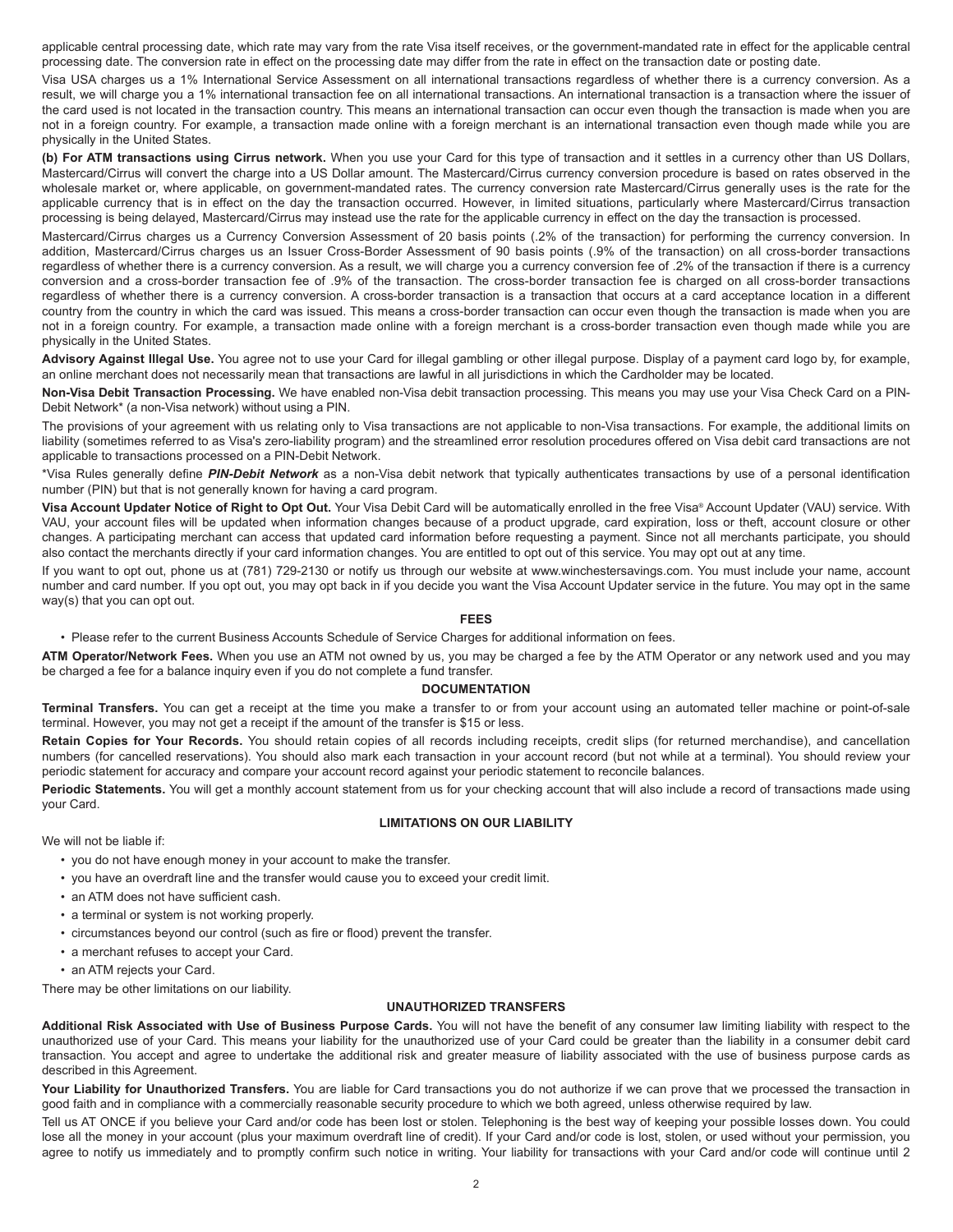applicable central processing date, which rate may vary from the rate Visa itself receives, or the government-mandated rate in effect for the applicable central processing date. The conversion rate in effect on the processing date may differ from the rate in effect on the transaction date or posting date.

Visa USA charges us a 1% International Service Assessment on all international transactions regardless of whether there is a currency conversion. As a result, we will charge you a 1% international transaction fee on all international transactions. An international transaction is a transaction where the issuer of the card used is not located in the transaction country. This means an international transaction can occur even though the transaction is made when you are not in a foreign country. For example, a transaction made online with a foreign merchant is an international transaction even though made while you are physically in the United States.

**(b) For ATM transactions using Cirrus network.** When you use your Card for this type of transaction and it settles in a currency other than US Dollars, Mastercard/Cirrus will convert the charge into a US Dollar amount. The Mastercard/Cirrus currency conversion procedure is based on rates observed in the wholesale market or, where applicable, on government-mandated rates. The currency conversion rate Mastercard/Cirrus generally uses is the rate for the applicable currency that is in effect on the day the transaction occurred. However, in limited situations, particularly where Mastercard/Cirrus transaction processing is being delayed, Mastercard/Cirrus may instead use the rate for the applicable currency in effect on the day the transaction is processed.

Mastercard/Cirrus charges us a Currency Conversion Assessment of 20 basis points (.2% of the transaction) for performing the currency conversion. In addition, Mastercard/Cirrus charges us an Issuer Cross-Border Assessment of 90 basis points (.9% of the transaction) on all cross-border transactions regardless of whether there is a currency conversion. As a result, we will charge you a currency conversion fee of .2% of the transaction if there is a currency conversion and a cross-border transaction fee of .9% of the transaction. The cross-border transaction fee is charged on all cross-border transactions regardless of whether there is a currency conversion. A cross-border transaction is a transaction that occurs at a card acceptance location in a different country from the country in which the card was issued. This means a cross-border transaction can occur even though the transaction is made when you are not in a foreign country. For example, a transaction made online with a foreign merchant is a cross-border transaction even though made while you are physically in the United States.

**Advisory Against Illegal Use.** You agree not to use your Card for illegal gambling or other illegal purpose. Display of a payment card logo by, for example, an online merchant does not necessarily mean that transactions are lawful in all jurisdictions in which the Cardholder may be located.

**Non-Visa Debit Transaction Processing.** We have enabled non-Visa debit transaction processing. This means you may use your Visa Check Card on a PIN-Debit Network* (a non-Visa network) without using a PIN.

The provisions of your agreement with us relating only to Visa transactions are not applicable to non-Visa transactions. For example, the additional limits on liability (sometimes referred to as Visa's zero-liability program) and the streamlined error resolution procedures offered on Visa debit card transactions are not applicable to transactions processed on a PIN-Debit Network.

*Visa Rules generally define ***PIN-Debit Network*** as a non-Visa debit network that typically authenticates transactions by use of a personal identification number (PIN) but that is not generally known for having a card program.

**Visa Account Updater Notice of Right to Opt Out.** Your Visa Debit Card will be automatically enrolled in the free Visa® Account Updater (VAU) service. With VAU, your account files will be updated when information changes because of a product upgrade, card expiration, loss or theft, account closure or other changes. A participating merchant can access that updated card information before requesting a payment. Since not all merchants participate, you should also contact the merchants directly if your card information changes. You are entitled to opt out of this service. You may opt out at any time.

If you want to opt out, phone us at (781) 729-2130 or notify us through our website at www.winchestersavings.com. You must include your name, account number and card number. If you opt out, you may opt back in if you decide you want the Visa Account Updater service in the future. You may opt in the same way(s) that you can opt out.

## FEES

- Please refer to the current Business Accounts Schedule of Service Charges for additional information on fees.

**ATM Operator/Network Fees.** When you use an ATM not owned by us, you may be charged a fee by the ATM Operator or any network used and you may be charged a fee for a balance inquiry even if you do not complete a fund transfer.

## DOCUMENTATION

**Terminal Transfers.** You can get a receipt at the time you make a transfer to or from your account using an automated teller machine or point-of-sale terminal. However, you may not get a receipt if the amount of the transfer is $15 or less.

**Retain Copies for Your Records.** You should retain copies of all records including receipts, credit slips (for returned merchandise), and cancellation numbers (for cancelled reservations). You should also mark each transaction in your account record (but not while at a terminal). You should review your periodic statement for accuracy and compare your account record against your periodic statement to reconcile balances.

**Periodic Statements.** You will get a monthly account statement from us for your checking account that will also include a record of transactions made using your Card.

## LIMITATIONS ON OUR LIABILITY

We will not be liable if:

- you do not have enough money in your account to make the transfer.
- you have an overdraft line and the transfer would cause you to exceed your credit limit.
- an ATM does not have sufficient cash.
- a terminal or system is not working properly.
- circumstances beyond our control (such as fire or flood) prevent the transfer.
- a merchant refuses to accept your Card.
- an ATM rejects your Card.

There may be other limitations on our liability.

## UNAUTHORIZED TRANSFERS

**Additional Risk Associated with Use of Business Purpose Cards.** You will not have the benefit of any consumer law limiting liability with respect to the unauthorized use of your Card. This means your liability for the unauthorized use of your Card could be greater than the liability in a consumer debit card transaction. You accept and agree to undertake the additional risk and greater measure of liability associated with the use of business purpose cards as described in this Agreement.

**Your Liability for Unauthorized Transfers.** You are liable for Card transactions you do not authorize if we can prove that we processed the transaction in good faith and in compliance with a commercially reasonable security procedure to which we both agreed, unless otherwise required by law.

Tell us AT ONCE if you believe your Card and/or code has been lost or stolen. Telephoning is the best way of keeping your possible losses down. You could lose all the money in your account (plus your maximum overdraft line of credit). If your Card and/or code is lost, stolen, or used without your permission, you agree to notify us immediately and to promptly confirm such notice in writing. Your liability for transactions with your Card and/or code will continue until 2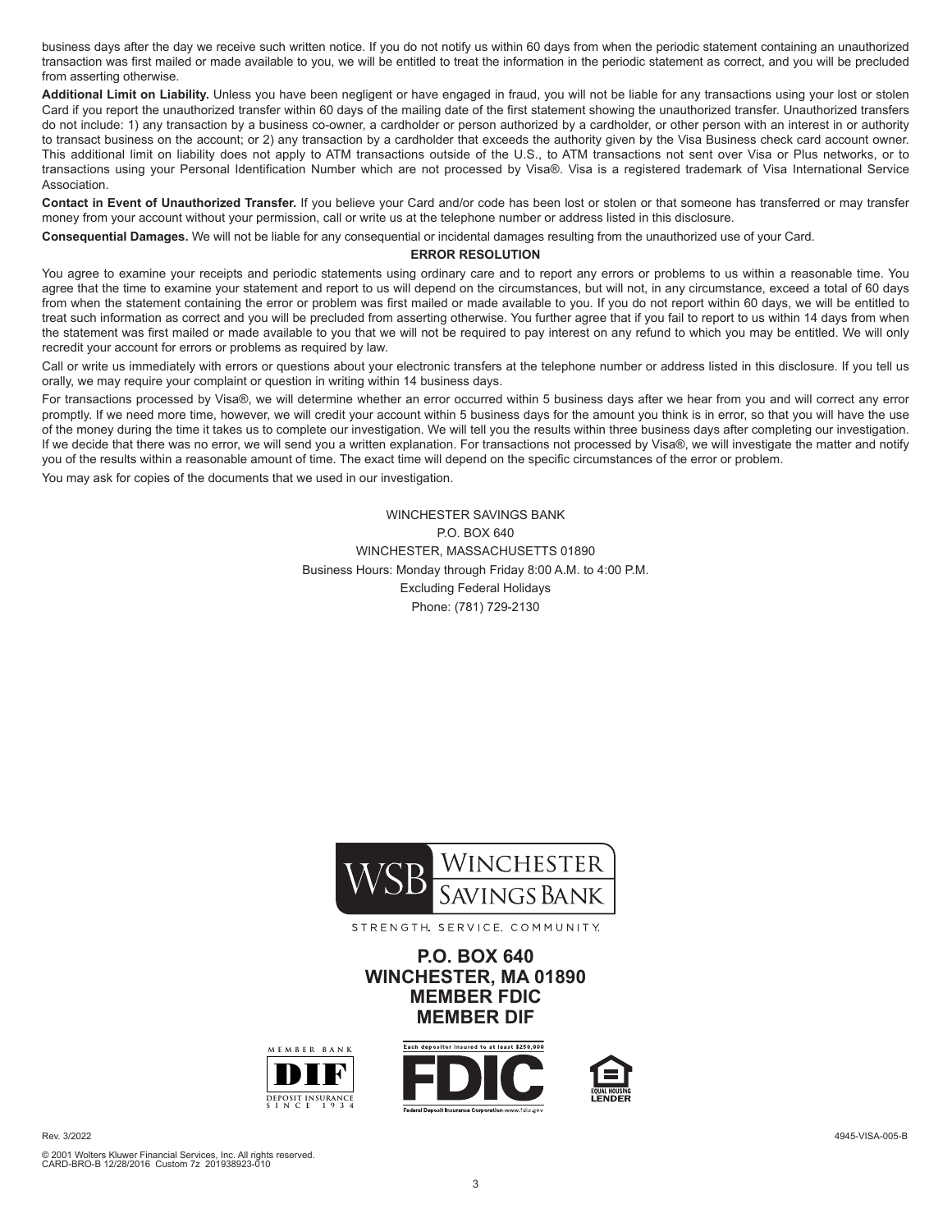business days after the day we receive such written notice. If you do not notify us within 60 days from when the periodic statement containing an unauthorized transaction was first mailed or made available to you, we will be entitled to treat the information in the periodic statement as correct, and you will be precluded from asserting otherwise.

**Additional Limit on Liability.** Unless you have been negligent or have engaged in fraud, you will not be liable for any transactions using your lost or stolen Card if you report the unauthorized transfer within 60 days of the mailing date of the first statement showing the unauthorized transfer. Unauthorized transfers do not include: 1) any transaction by a business co-owner, a cardholder or person authorized by a cardholder, or other person with an interest in or authority to transact business on the account; or 2) any transaction by a cardholder that exceeds the authority given by the Visa Business check card account owner. This additional limit on liability does not apply to ATM transactions outside of the U.S., to ATM transactions not sent over Visa or Plus networks, or to transactions using your Personal Identification Number which are not processed by Visa®. Visa is a registered trademark of Visa International Service Association.

**Contact in Event of Unauthorized Transfer.** If you believe your Card and/or code has been lost or stolen or that someone has transferred or may transfer money from your account without your permission, call or write us at the telephone number or address listed in this disclosure.

**Consequential Damages.** We will not be liable for any consequential or incidental damages resulting from the unauthorized use of your Card.

## ERROR RESOLUTION

You agree to examine your receipts and periodic statements using ordinary care and to report any errors or problems to us within a reasonable time. You agree that the time to examine your statement and report to us will depend on the circumstances, but will not, in any circumstance, exceed a total of 60 days from when the statement containing the error or problem was first mailed or made available to you. If you do not report within 60 days, we will be entitled to treat such information as correct and you will be precluded from asserting otherwise. You further agree that if you fail to report to us within 14 days from when the statement was first mailed or made available to you that we will not be required to pay interest on any refund to which you may be entitled. We will only recredit your account for errors or problems as required by law.

Call or write us immediately with errors or questions about your electronic transfers at the telephone number or address listed in this disclosure. If you tell us orally, we may require your complaint or question in writing within 14 business days.

For transactions processed by Visa®, we will determine whether an error occurred within 5 business days after we hear from you and will correct any error promptly. If we need more time, however, we will credit your account within 5 business days for the amount you think is in error, so that you will have the use of the money during the time it takes us to complete our investigation. We will tell you the results within three business days after completing our investigation. If we decide that there was no error, we will send you a written explanation. For transactions not processed by Visa®, we will investigate the matter and notify you of the results within a reasonable amount of time. The exact time will depend on the specific circumstances of the error or problem.

You may ask for copies of the documents that we used in our investigation.

WINCHESTER SAVINGS BANK
P.O. BOX 640
WINCHESTER, MASSACHUSETTS 01890
Business Hours: Monday through Friday 8:00 A.M. to 4:00 P.M.
Excluding Federal Holidays
Phone: (781) 729-2130

WSB WINCHESTER SAVINGS BANK

STRENGTH. SERVICE. COMMUNITY.

**P.O. BOX 640**
**WINCHESTER, MA 01890**
**MEMBER FDIC**
**MEMBER DIF**

MEMBER BANK DIF DEPOSIT INSURANCE SINCE 1934

Each depositor insured to at least $250,000 FDIC Federal Deposit Insurance Corporation-www.fdic.gov

EQUAL HOUSING LENDER

Rev. 3/2022

4945-VISA-005-B

© 2001 Wolters Kluwer Financial Services, Inc. All rights reserved.
CARD-BRO-B 12/28/2016 Custom 7z 201938923-010